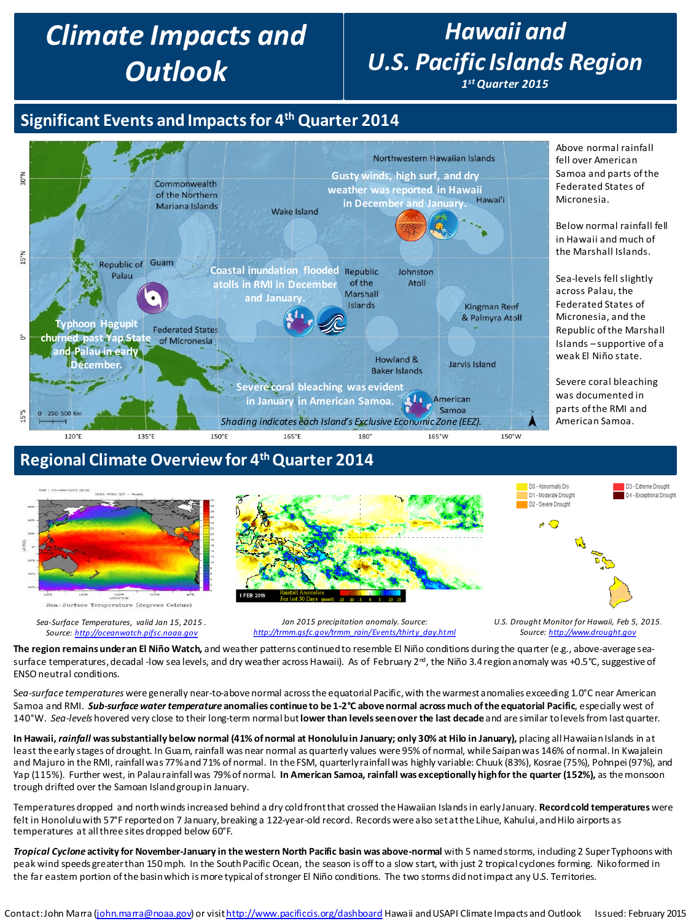# Climate Impacts and Outlook

# Hawaii and U.S. Pacific Islands Region

*1st Quarter 2015*

## Significant Events and Impacts for 4th Quarter 2014

Gusty winds, high surf, and dry weather was reported in Hawaii in December and January.

Coastal inundation flooded atolls in RMI in December and January.

Typhoon Hagupit churned past Yap State and Palau in early December.

Severe coral bleaching was evident in January in American Samoa.

*Shading indicates each Island's Exclusive Economic Zone (EEZ).*

Above normal rainfall fell over American Samoa and parts of the Federated States of Micronesia.

Below normal rainfall fell in Hawaii and much of the Marshall Islands.

Sea-levels fell slightly across Palau, the Federated States of Micronesia, and the Republic of the Marshall Islands – supportive of a weak El Niño state.

Severe coral bleaching was documented in parts of the RMI and American Samoa.

## Regional Climate Overview for 4th Quarter 2014

*Sea-Surface Temperatures, valid Jan 15, 2015. Source: http://oceanwatch.pifsc.noaa.gov*

*Jan 2015 precipitation anomaly. Source: http://trmm.gsfc.gov/trmm_rain/Events/thirty_day.html*

*U.S. Drought Monitor for Hawaii, Feb 5, 2015. Source: http://www.drought.gov*

**The region remains under an El Niño Watch,** and weather patterns continued to resemble El Niño conditions during the quarter (e.g., above-average sea-surface temperatures, decadal-low sea levels, and dry weather across Hawaii). As of February 2nd, the Niño 3.4 region anomaly was +0.5°C, suggestive of ENSO neutral conditions.

*Sea-surface temperatures* were generally near-to-above normal across the equatorial Pacific, with the warmest anomalies exceeding 1.0°C near American Samoa and RMI. ***Sub-surface water temperature* anomalies continue to be 1-2°C above normal across much of the equatorial Pacific**, especially west of 140°W. *Sea-levels* hovered very close to their long-term normal but **lower than levels seen over the last decade** and are similar to levels from last quarter.

**In Hawaii, *rainfall* was substantially below normal (41% of normal at Honolulu in January; only 30% at Hilo in January),** placing all Hawaiian Islands in at least the early stages of drought. In Guam, rainfall was near normal as quarterly values were 95% of normal, while Saipan was 146% of normal. In Kwajalein and Majuro in the RMI, rainfall was 77% and 71% of normal. In the FSM, quarterly rainfall was highly variable: Chuuk (83%), Kosrae (75%), Pohnpei (97%), and Yap (115%). Further west, in Palau rainfall was 79% of normal. **In American Samoa, rainfall was exceptionally high for the quarter (152%),** as the monsoon trough drifted over the Samoan Island group in January.

Temperatures dropped and north winds increased behind a dry cold front that crossed the Hawaiian Islands in early January. **Record cold temperatures** were felt in Honolulu with 57°F reported on 7 January, breaking a 122-year-old record. Records were also set at the Lihue, Kahului, and Hilo airports as temperatures at all three sites dropped below 60°F.

***Tropical Cyclone* activity for November-January in the western North Pacific basin was above-normal** with 5 named storms, including 2 Super Typhoons with peak wind speeds greater than 150 mph. In the South Pacific Ocean, the season is off to a slow start, with just 2 tropical cyclones forming. Niko formed in the far eastern portion of the basin which is more typical of stronger El Niño conditions. The two storms did not impact any U.S. Territories.

Contact: John Marra (john.marra@noaa.gov) or visit http://www.pacificcis.org/dashboard Hawaii and USAPI Climate Impacts and Outlook Issued: February 2015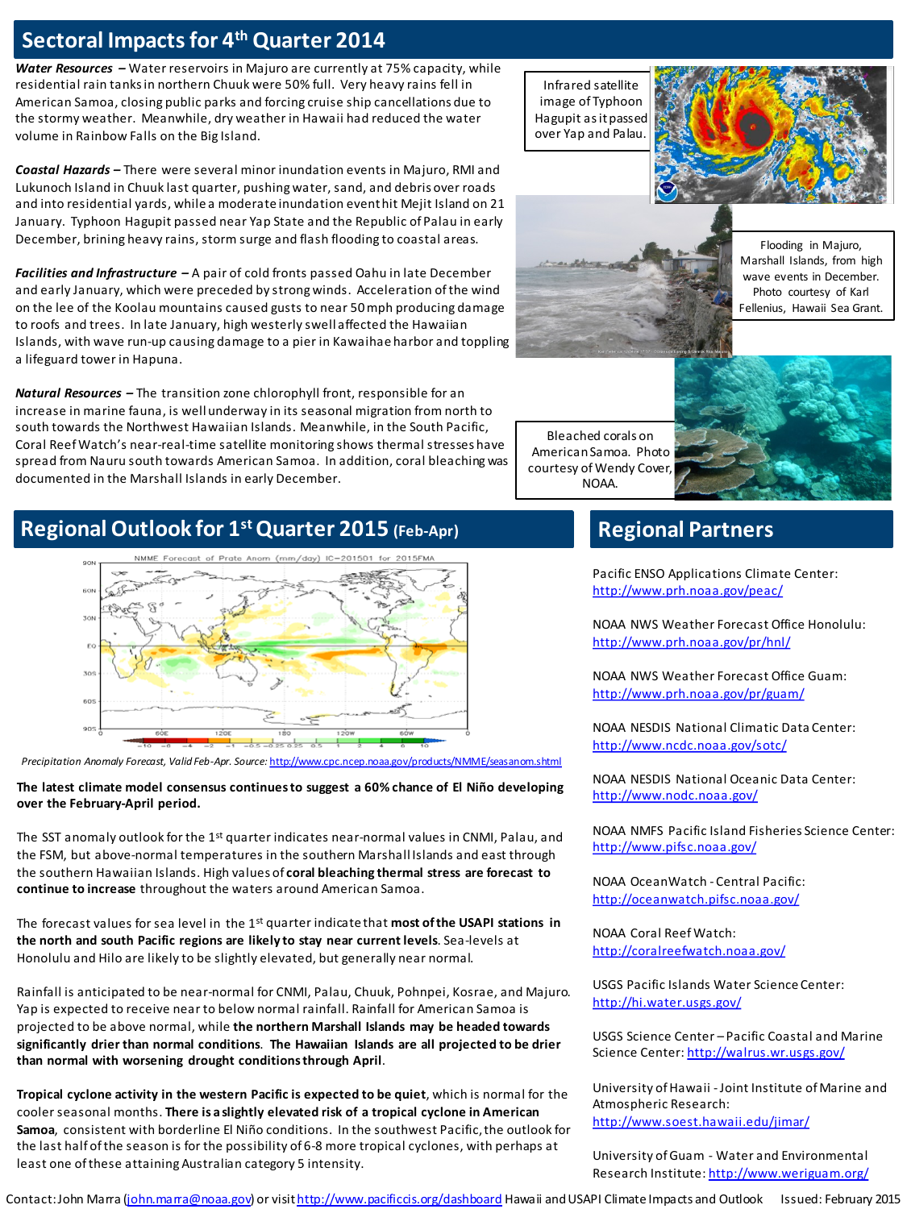## Sectoral Impacts for 4th Quarter 2014

***Water Resources*** – Water reservoirs in Majuro are currently at 75% capacity, while residential rain tanks in northern Chuuk were 50% full. Very heavy rains fell in American Samoa, closing public parks and forcing cruise ship cancellations due to the stormy weather. Meanwhile, dry weather in Hawaii had reduced the water volume in Rainbow Falls on the Big Island.

***Coastal Hazards*** – There were several minor inundation events in Majuro, RMI and Lukunoch Island in Chuuk last quarter, pushing water, sand, and debris over roads and into residential yards, while a moderate inundation event hit Mejit Island on 21 January. Typhoon Hagupit passed near Yap State and the Republic of Palau in early December, brining heavy rains, storm surge and flash flooding to coastal areas.

***Facilities and Infrastructure*** – A pair of cold fronts passed Oahu in late December and early January, which were preceded by strong winds. Acceleration of the wind on the lee of the Koolau mountains caused gusts to near 50 mph producing damage to roofs and trees. In late January, high westerly swell affected the Hawaiian Islands, with wave run-up causing damage to a pier in Kawaihae harbor and toppling a lifeguard tower in Hapuna.

***Natural Resources*** – The transition zone chlorophyll front, responsible for an increase in marine fauna, is well underway in its seasonal migration from north to south towards the Northwest Hawaiian Islands. Meanwhile, in the South Pacific, Coral Reef Watch's near-real-time satellite monitoring shows thermal stresses have spread from Nauru south towards American Samoa. In addition, coral bleaching was documented in the Marshall Islands in early December.

Infrared satellite image of Typhoon Hagupit as it passed over Yap and Palau.

Flooding in Majuro, Marshall Islands, from high wave events in December. Photo courtesy of Karl Fellenius, Hawaii Sea Grant.

Bleached corals on American Samoa. Photo courtesy of Wendy Cover, NOAA.

## Regional Outlook for 1st Quarter 2015 (Feb-Apr)

NMME Forecast of Prate Anom (mm/day) IC=201501 for 2015FMA

*Precipitation Anomaly Forecast, Valid Feb-Apr. Source:* http://www.cpc.ncep.noaa.gov/products/NMME/seasanom.shtml

**The latest climate model consensus continues to suggest a 60% chance of El Niño developing over the February-April period.**

The SST anomaly outlook for the 1st quarter indicates near-normal values in CNMI, Palau, and the FSM, but above-normal temperatures in the southern Marshall Islands and east through the southern Hawaiian Islands. High values of **coral bleaching thermal stress are forecast to continue to increase** throughout the waters around American Samoa.

The forecast values for sea level in the 1st quarter indicate that **most of the USAPI stations in the north and south Pacific regions are likely to stay near current levels**. Sea-levels at Honolulu and Hilo are likely to be slightly elevated, but generally near normal.

Rainfall is anticipated to be near-normal for CNMI, Palau, Chuuk, Pohnpei, Kosrae, and Majuro. Yap is expected to receive near to below normal rainfall. Rainfall for American Samoa is projected to be above normal, while **the northern Marshall Islands may be headed towards significantly drier than normal conditions. The Hawaiian Islands are all projected to be drier than normal with worsening drought conditions through April**.

**Tropical cyclone activity in the western Pacific is expected to be quiet**, which is normal for the cooler seasonal months. **There is a slightly elevated risk of a tropical cyclone in American Samoa**, consistent with borderline El Niño conditions. In the southwest Pacific, the outlook for the last half of the season is for the possibility of 6-8 more tropical cyclones, with perhaps at least one of these attaining Australian category 5 intensity.

## Regional Partners

Pacific ENSO Applications Climate Center:
http://www.prh.noaa.gov/peac/

NOAA NWS Weather Forecast Office Honolulu:
http://www.prh.noaa.gov/pr/hnl/

NOAA NWS Weather Forecast Office Guam:
http://www.prh.noaa.gov/pr/guam/

NOAA NESDIS National Climatic Data Center:
http://www.ncdc.noaa.gov/sotc/

NOAA NESDIS National Oceanic Data Center:
http://www.nodc.noaa.gov/

NOAA NMFS Pacific Island Fisheries Science Center:
http://www.pifsc.noaa.gov/

NOAA OceanWatch - Central Pacific:
http://oceanwatch.pifsc.noaa.gov/

NOAA Coral Reef Watch:
http://coralreefwatch.noaa.gov/

USGS Pacific Islands Water Science Center:
http://hi.water.usgs.gov/

USGS Science Center – Pacific Coastal and Marine Science Center: http://walrus.wr.usgs.gov/

University of Hawaii - Joint Institute of Marine and Atmospheric Research:
http://www.soest.hawaii.edu/jimar/

University of Guam - Water and Environmental Research Institute: http://www.weriguam.org/

Contact: John Marra (john.marra@noaa.gov) or visit http://www.pacificcis.org/dashboard Hawaii and USAPI Climate Impacts and Outlook Issued: February 2015